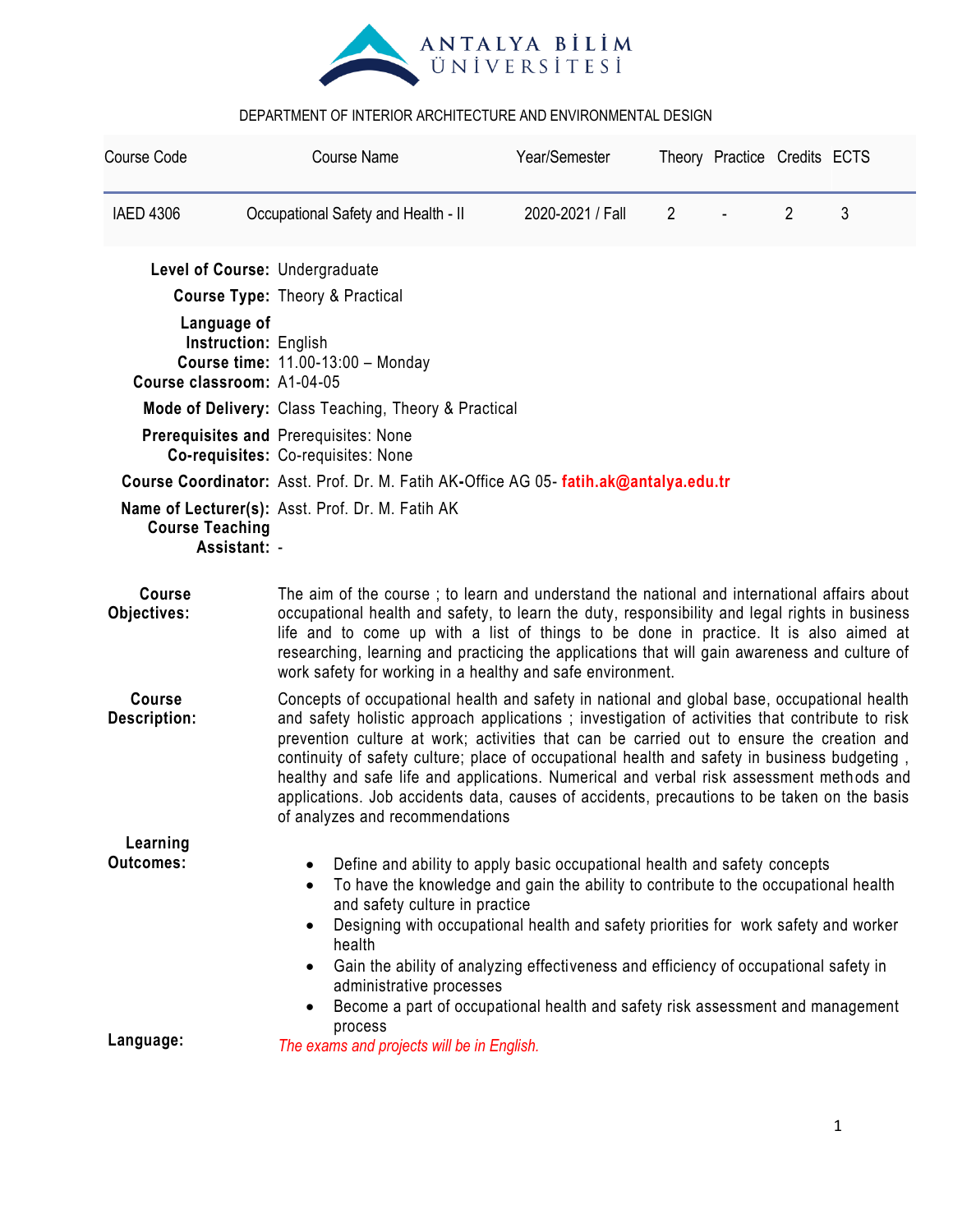ANTALYA BİLİM ÜNİVERSİTESİ

DEPARTMENT OF INTERIOR ARCHITECTURE AND ENVIRONMENTAL DESIGN

| Course Code | Course Name | Year/Semester | Theory | Practice | Credits | ECTS |
|---|---|---|---|---|---|---|
| IAED 4306 | Occupational Safety and Health - II | 2020-2021 / Fall | 2 | - | 2 | 3 |

**Level of Course:** Undergraduate

**Course Type:** Theory & Practical

**Language of Instruction:** English

**Course time:** 11.00-13:00 – Monday

**Course classroom:** A1-04-05

**Mode of Delivery:** Class Teaching, Theory & Practical

**Prerequisites and Co-requisites:** Prerequisites: None
Co-requisites: None

**Course Coordinator:** Asst. Prof. Dr. M. Fatih AK-Office AG 05- **fatih.ak@antalya.edu.tr**

**Name of Lecturer(s):** Asst. Prof. Dr. M. Fatih AK

**Course Teaching Assistant:** -

**Course Objectives:** The aim of the course ; to learn and understand the national and international affairs about occupational health and safety, to learn the duty, responsibility and legal rights in business life and to come up with a list of things to be done in practice. It is also aimed at researching, learning and practicing the applications that will gain awareness and culture of work safety for working in a healthy and safe environment.

**Course Description:** Concepts of occupational health and safety in national and global base, occupational health and safety holistic approach applications ; investigation of activities that contribute to risk prevention culture at work; activities that can be carried out to ensure the creation and continuity of safety culture; place of occupational health and safety in business budgeting , healthy and safe life and applications. Numerical and verbal risk assessment methods and applications. Job accidents data, causes of accidents, precautions to be taken on the basis of analyzes and recommendations

**Learning Outcomes:**

- Define and ability to apply basic occupational health and safety concepts
- To have the knowledge and gain the ability to contribute to the occupational health and safety culture in practice
- Designing with occupational health and safety priorities for work safety and worker health
- Gain the ability of analyzing effectiveness and efficiency of occupational safety in administrative processes
- Become a part of occupational health and safety risk assessment and management process

**Language:** *The exams and projects will be in English.*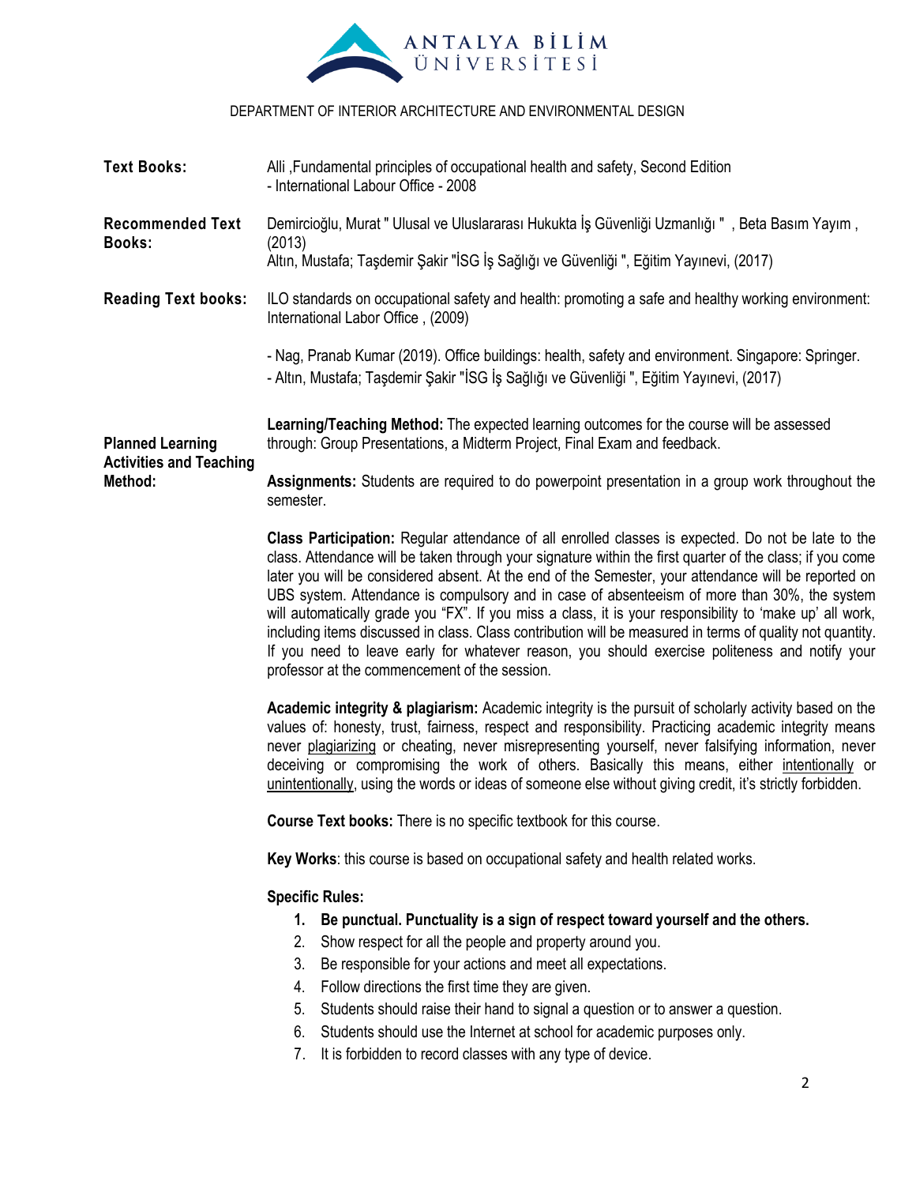DEPARTMENT OF INTERIOR ARCHITECTURE AND ENVIRONMENTAL DESIGN

| | |
|---|---|
| **Text Books:** | Alli ,Fundamental principles of occupational health and safety, Second Edition - International Labour Office - 2008 |
| **Recommended Text Books:** | Demircioğlu, Murat " Ulusal ve Uluslararası Hukukta İş Güvenliği Uzmanlığı " , Beta Basım Yayım , (2013)<br>Altın, Mustafa; Taşdemir Şakir "İSG İş Sağlığı ve Güvenliği ", Eğitim Yayınevi, (2017) |
| **Reading Text books:** | ILO standards on occupational safety and health: promoting a safe and healthy working environment: International Labor Office , (2009)<br><br>- Nag, Pranab Kumar (2019). Office buildings: health, safety and environment. Singapore: Springer.<br>- Altın, Mustafa; Taşdemir Şakir "İSG İş Sağlığı ve Güvenliği ", Eğitim Yayınevi, (2017) |

**Planned Learning Activities and Teaching Method:**

**Learning/Teaching Method:** The expected learning outcomes for the course will be assessed through: Group Presentations, a Midterm Project, Final Exam and feedback.

**Assignments:** Students are required to do powerpoint presentation in a group work throughout the semester.

**Class Participation:** Regular attendance of all enrolled classes is expected. Do not be late to the class. Attendance will be taken through your signature within the first quarter of the class; if you come later you will be considered absent. At the end of the Semester, your attendance will be reported on UBS system. Attendance is compulsory and in case of absenteeism of more than 30%, the system will automatically grade you "FX". If you miss a class, it is your responsibility to 'make up' all work, including items discussed in class. Class contribution will be measured in terms of quality not quantity. If you need to leave early for whatever reason, you should exercise politeness and notify your professor at the commencement of the session.

**Academic integrity & plagiarism:** Academic integrity is the pursuit of scholarly activity based on the values of: honesty, trust, fairness, respect and responsibility. Practicing academic integrity means never plagiarizing or cheating, never misrepresenting yourself, never falsifying information, never deceiving or compromising the work of others. Basically this means, either intentionally or unintentionally, using the words or ideas of someone else without giving credit, it's strictly forbidden.

**Course Text books:** There is no specific textbook for this course.

**Key Works**: this course is based on occupational safety and health related works.

**Specific Rules:**

1. **Be punctual. Punctuality is a sign of respect toward yourself and the others.**
2. Show respect for all the people and property around you.
3. Be responsible for your actions and meet all expectations.
4. Follow directions the first time they are given.
5. Students should raise their hand to signal a question or to answer a question.
6. Students should use the Internet at school for academic purposes only.
7. It is forbidden to record classes with any type of device.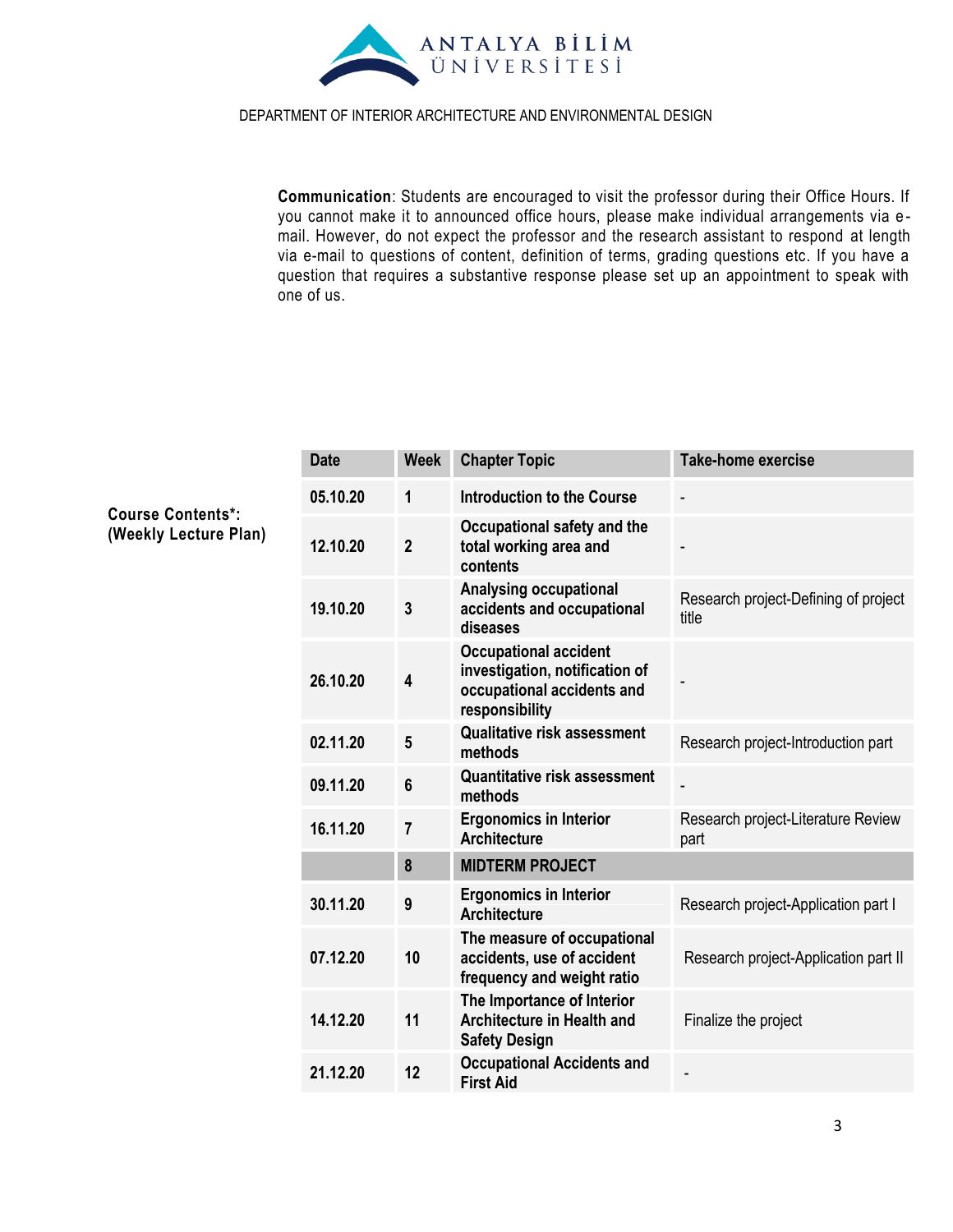**Communication**: Students are encouraged to visit the professor during their Office Hours. If you cannot make it to announced office hours, please make individual arrangements via e-mail. However, do not expect the professor and the research assistant to respond at length via e-mail to questions of content, definition of terms, grading questions etc. If you have a question that requires a substantive response please set up an appointment to speak with one of us.

**Course Contents*: (Weekly Lecture Plan)**

| Date | Week | Chapter Topic | Take-home exercise |
|---|---|---|---|
| **05.10.20** | **1** | **Introduction to the Course** | - |
| **12.10.20** | **2** | **Occupational safety and the total working area and contents** | - |
| **19.10.20** | **3** | **Analysing occupational accidents and occupational diseases** | Research project-Defining of project title |
| **26.10.20** | **4** | **Occupational accident investigation, notification of occupational accidents and responsibility** | - |
| **02.11.20** | **5** | **Qualitative risk assessment methods** | Research project-Introduction part |
| **09.11.20** | **6** | **Quantitative risk assessment methods** | - |
| **16.11.20** | **7** | **Ergonomics in Interior Architecture** | Research project-Literature Review part |
| | **8** | **MIDTERM PROJECT** | |
| **30.11.20** | **9** | **Ergonomics in Interior Architecture** | Research project-Application part I |
| **07.12.20** | **10** | **The measure of occupational accidents, use of accident frequency and weight ratio** | Research project-Application part II |
| **14.12.20** | **11** | **The Importance of Interior Architecture in Health and Safety Design** | Finalize the project |
| **21.12.20** | **12** | **Occupational Accidents and First Aid** | - |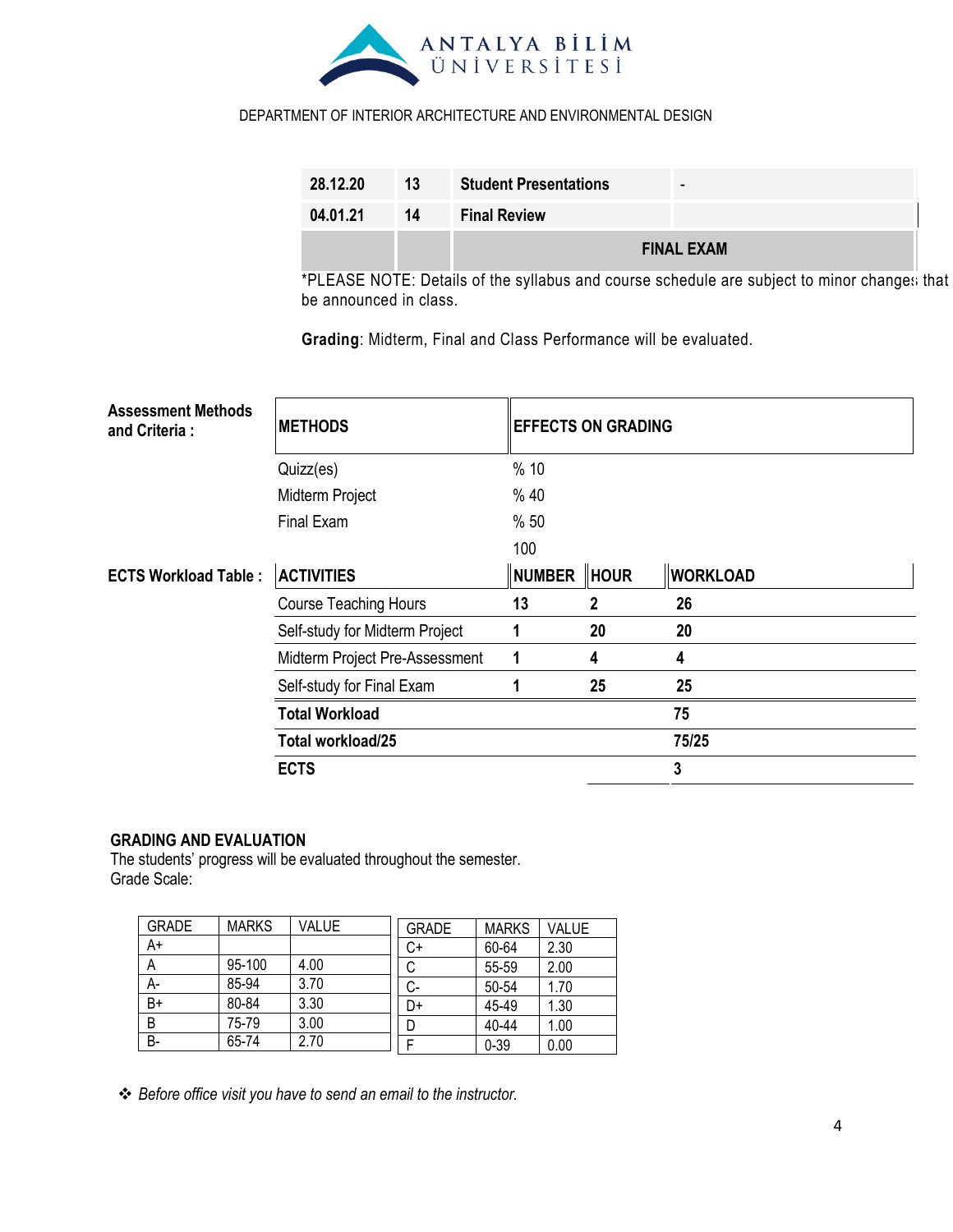DEPARTMENT OF INTERIOR ARCHITECTURE AND ENVIRONMENTAL DESIGN

| | | | |
|---|---|---|---|
| 28.12.20 | 13 | Student Presentations | - |
| 04.01.21 | 14 | Final Review | |
| | | FINAL EXAM | |

*PLEASE NOTE: Details of the syllabus and course schedule are subject to minor changes that be announced in class.

**Grading**: Midterm, Final and Class Performance will be evaluated.

**Assessment Methods and Criteria :**

| METHODS | EFFECTS ON GRADING |
|---|---|
| Quizz(es) | % 10 |
| Midterm Project | % 40 |
| Final Exam | % 50 |
| | 100 |

**ECTS Workload Table :**

| ACTIVITIES | NUMBER | HOUR | WORKLOAD |
|---|---|---|---|
| Course Teaching Hours | 13 | 2 | 26 |
| Self-study for Midterm Project | 1 | 20 | 20 |
| Midterm Project Pre-Assessment | 1 | 4 | 4 |
| Self-study for Final Exam | 1 | 25 | 25 |
| **Total Workload** | | | **75** |
| **Total workload/25** | | | **75/25** |
| **ECTS** | | | **3** |

**GRADING AND EVALUATION**

The students' progress will be evaluated throughout the semester.
Grade Scale:

| GRADE | MARKS | VALUE |
|---|---|---|
| A+ | | |
| A | 95-100 | 4.00 |
| A- | 85-94 | 3.70 |
| B+ | 80-84 | 3.30 |
| B | 75-79 | 3.00 |
| B- | 65-74 | 2.70 |

| GRADE | MARKS | VALUE |
|---|---|---|
| C+ | 60-64 | 2.30 |
| C | 55-59 | 2.00 |
| C- | 50-54 | 1.70 |
| D+ | 45-49 | 1.30 |
| D | 40-44 | 1.00 |
| F | 0-39 | 0.00 |

- *Before office visit you have to send an email to the instructor.*